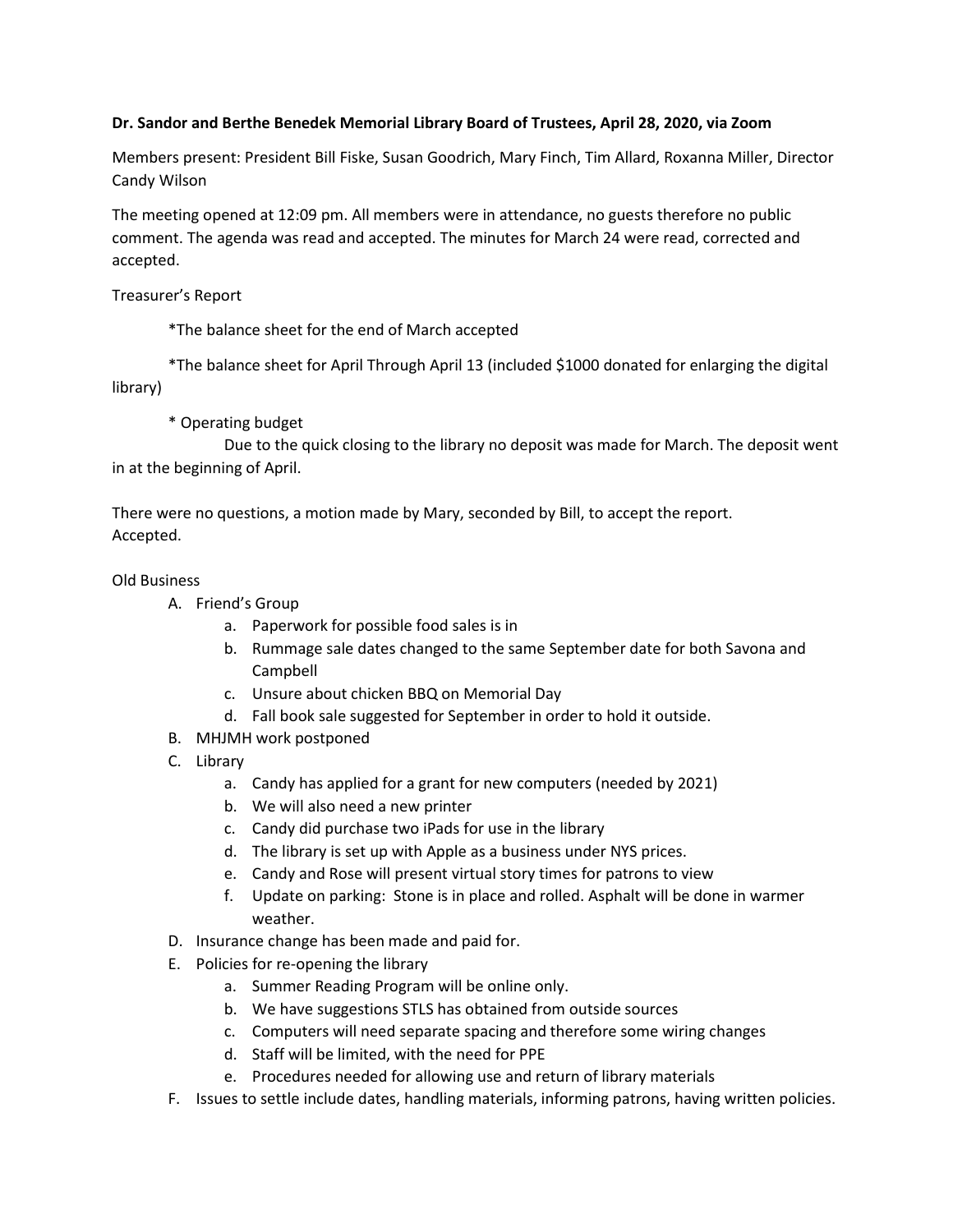**Dr. Sandor and Berthe Benedek Memorial Library Board of Trustees, April 28, 2020, via Zoom**

Members present: President Bill Fiske, Susan Goodrich, Mary Finch, Tim Allard, Roxanna Miller, Director Candy Wilson

The meeting opened at 12:09 pm. All members were in attendance, no guests therefore no public comment. The agenda was read and accepted. The minutes for March 24 were read, corrected and accepted.

Treasurer's Report

*The balance sheet for the end of March accepted

*The balance sheet for April Through April 13 (included $1000 donated for enlarging the digital library)

* Operating budget

Due to the quick closing to the library no deposit was made for March. The deposit went in at the beginning of April.

There were no questions, a motion made by Mary, seconded by Bill, to accept the report. Accepted.

Old Business

A. Friend's Group
   a. Paperwork for possible food sales is in
   b. Rummage sale dates changed to the same September date for both Savona and Campbell
   c. Unsure about chicken BBQ on Memorial Day
   d. Fall book sale suggested for September in order to hold it outside.
B. MHJMH work postponed
C. Library
   a. Candy has applied for a grant for new computers (needed by 2021)
   b. We will also need a new printer
   c. Candy did purchase two iPads for use in the library
   d. The library is set up with Apple as a business under NYS prices.
   e. Candy and Rose will present virtual story times for patrons to view
   f. Update on parking: Stone is in place and rolled. Asphalt will be done in warmer weather.
D. Insurance change has been made and paid for.
E. Policies for re-opening the library
   a. Summer Reading Program will be online only.
   b. We have suggestions STLS has obtained from outside sources
   c. Computers will need separate spacing and therefore some wiring changes
   d. Staff will be limited, with the need for PPE
   e. Procedures needed for allowing use and return of library materials
F. Issues to settle include dates, handling materials, informing patrons, having written policies.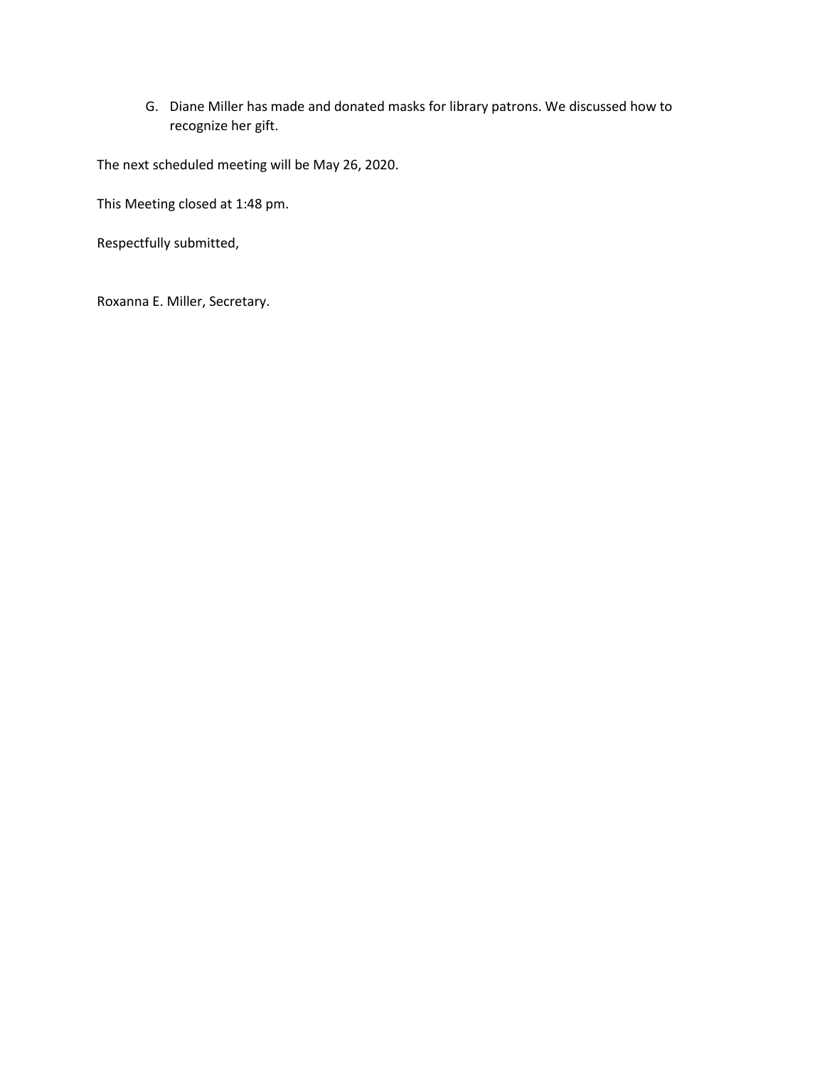G. Diane Miller has made and donated masks for library patrons. We discussed how to recognize her gift.

The next scheduled meeting will be May 26, 2020.

This Meeting closed at 1:48 pm.

Respectfully submitted,

Roxanna E. Miller, Secretary.